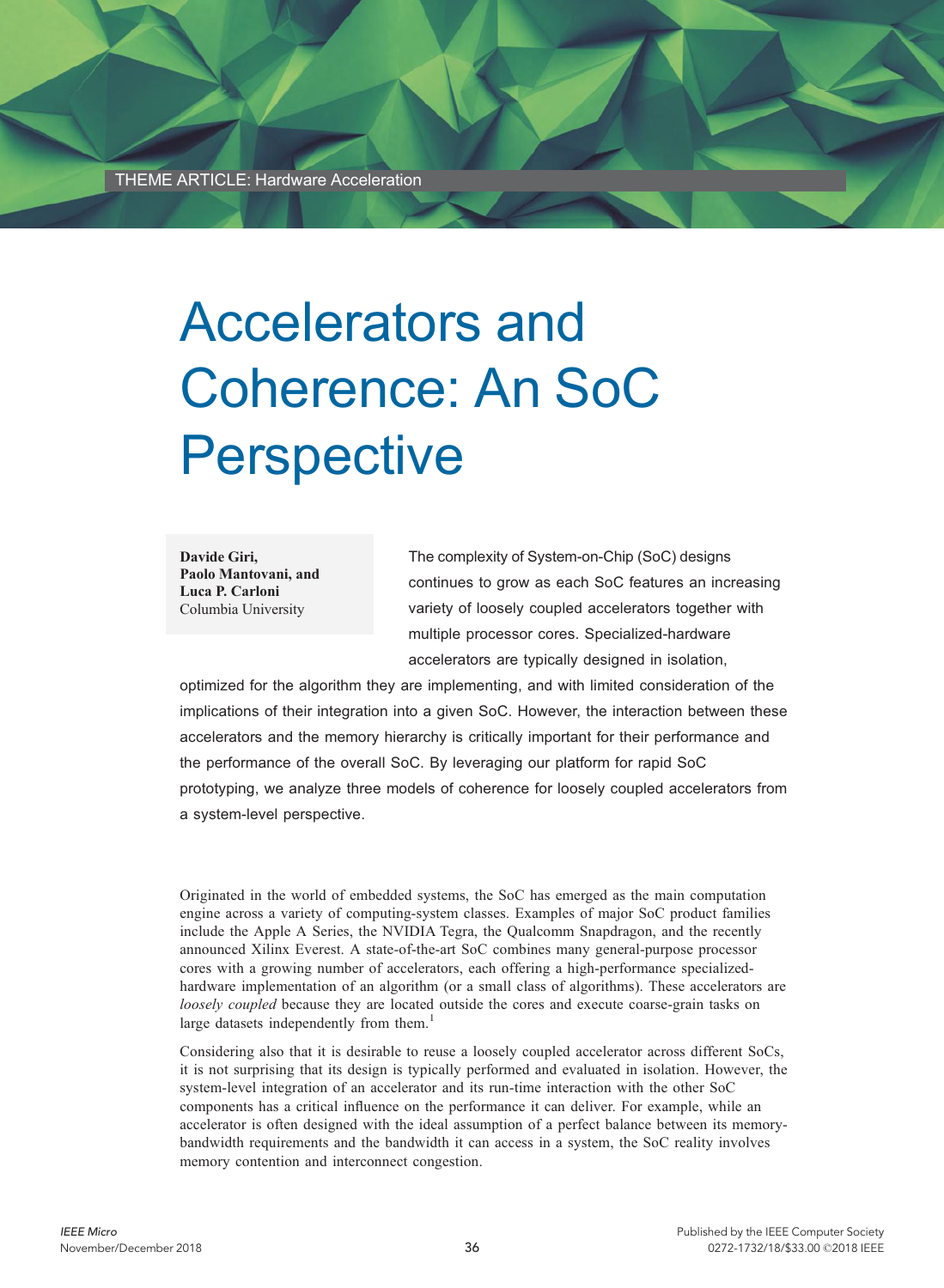THEME ARTICLE: Hardware Acceleration

# Accelerators and Coherence: An SoC Perspective

**Davide Giri, Paolo Mantovani, and Luca P. Carloni**
Columbia University

The complexity of System-on-Chip (SoC) designs continues to grow as each SoC features an increasing variety of loosely coupled accelerators together with multiple processor cores. Specialized-hardware accelerators are typically designed in isolation, optimized for the algorithm they are implementing, and with limited consideration of the implications of their integration into a given SoC. However, the interaction between these accelerators and the memory hierarchy is critically important for their performance and the performance of the overall SoC. By leveraging our platform for rapid SoC prototyping, we analyze three models of coherence for loosely coupled accelerators from a system-level perspective.

Originated in the world of embedded systems, the SoC has emerged as the main computation engine across a variety of computing-system classes. Examples of major SoC product families include the Apple A Series, the NVIDIA Tegra, the Qualcomm Snapdragon, and the recently announced Xilinx Everest. A state-of-the-art SoC combines many general-purpose processor cores with a growing number of accelerators, each offering a high-performance specialized-hardware implementation of an algorithm (or a small class of algorithms). These accelerators are *loosely coupled* because they are located outside the cores and execute coarse-grain tasks on large datasets independently from them.[1]

Considering also that it is desirable to reuse a loosely coupled accelerator across different SoCs, it is not surprising that its design is typically performed and evaluated in isolation. However, the system-level integration of an accelerator and its run-time interaction with the other SoC components has a critical influence on the performance it can deliver. For example, while an accelerator is often designed with the ideal assumption of a perfect balance between its memory-bandwidth requirements and the bandwidth it can access in a system, the SoC reality involves memory contention and interconnect congestion.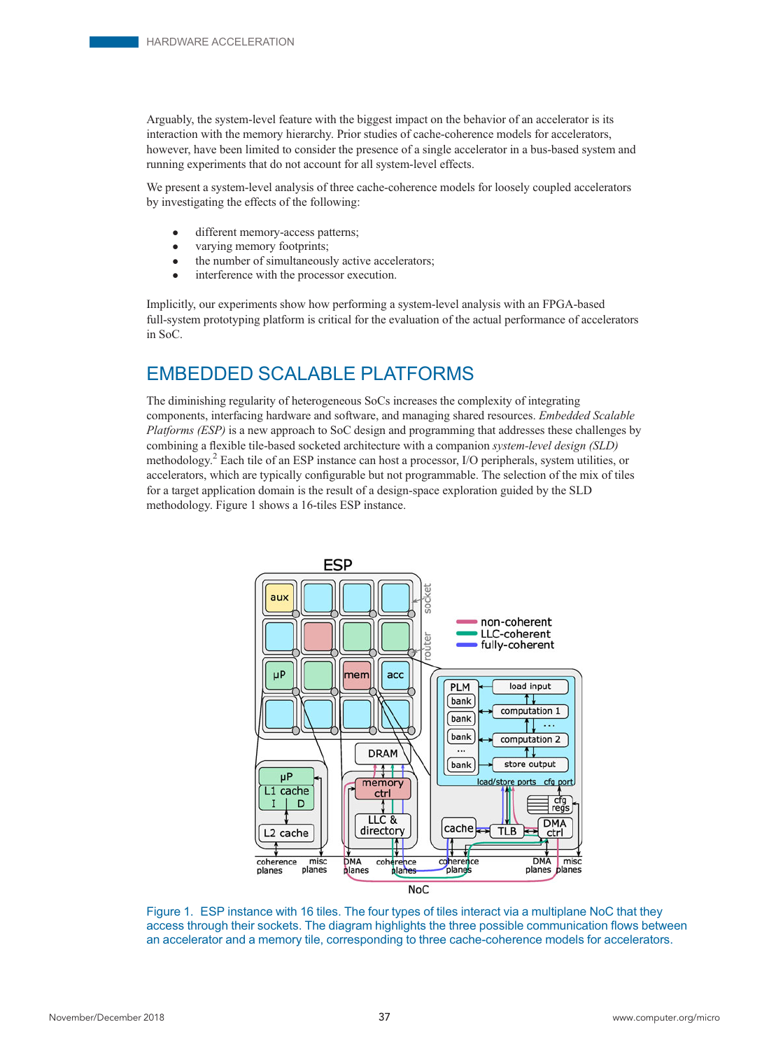Arguably, the system-level feature with the biggest impact on the behavior of an accelerator is its interaction with the memory hierarchy. Prior studies of cache-coherence models for accelerators, however, have been limited to consider the presence of a single accelerator in a bus-based system and running experiments that do not account for all system-level effects.

We present a system-level analysis of three cache-coherence models for loosely coupled accelerators by investigating the effects of the following:

- different memory-access patterns;
- varying memory footprints;
- the number of simultaneously active accelerators;
- interference with the processor execution.

Implicitly, our experiments show how performing a system-level analysis with an FPGA-based full-system prototyping platform is critical for the evaluation of the actual performance of accelerators in SoC.

## EMBEDDED SCALABLE PLATFORMS

The diminishing regularity of heterogeneous SoCs increases the complexity of integrating components, interfacing hardware and software, and managing shared resources. *Embedded Scalable Platforms (ESP)* is a new approach to SoC design and programming that addresses these challenges by combining a flexible tile-based socketed architecture with a companion *system-level design (SLD)* methodology.[2] Each tile of an ESP instance can host a processor, I/O peripherals, system utilities, or accelerators, which are typically configurable but not programmable. The selection of the mix of tiles for a target application domain is the result of a design-space exploration guided by the SLD methodology. Figure 1 shows a 16-tiles ESP instance.

Figure 1. ESP instance with 16 tiles. The four types of tiles interact via a multiplane NoC that they access through their sockets. The diagram highlights the three possible communication flows between an accelerator and a memory tile, corresponding to three cache-coherence models for accelerators.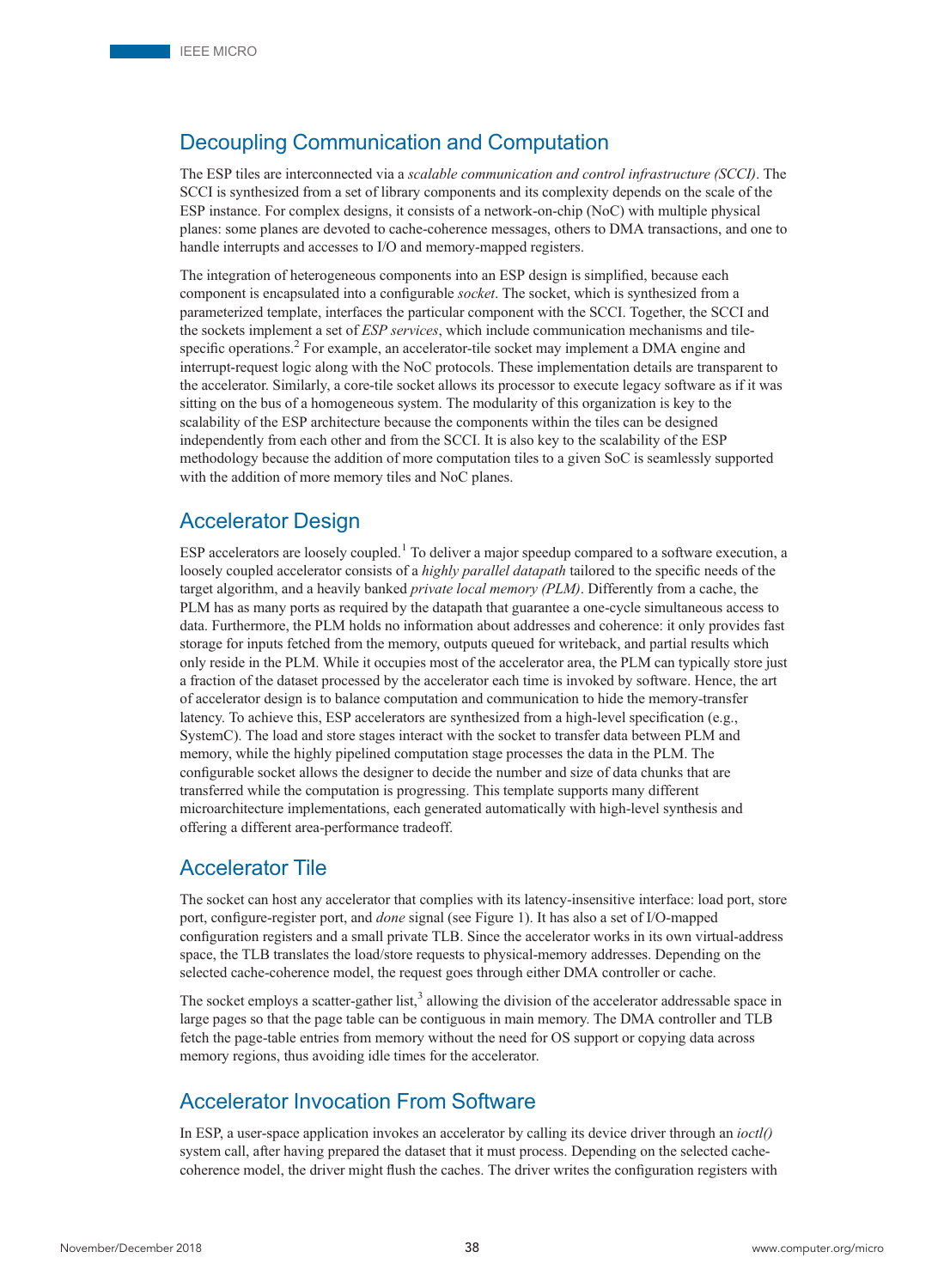## Decoupling Communication and Computation

The ESP tiles are interconnected via a *scalable communication and control infrastructure (SCCI)*. The SCCI is synthesized from a set of library components and its complexity depends on the scale of the ESP instance. For complex designs, it consists of a network-on-chip (NoC) with multiple physical planes: some planes are devoted to cache-coherence messages, others to DMA transactions, and one to handle interrupts and accesses to I/O and memory-mapped registers.

The integration of heterogeneous components into an ESP design is simplified, because each component is encapsulated into a configurable *socket*. The socket, which is synthesized from a parameterized template, interfaces the particular component with the SCCI. Together, the SCCI and the sockets implement a set of *ESP services*, which include communication mechanisms and tile-specific operations.[2] For example, an accelerator-tile socket may implement a DMA engine and interrupt-request logic along with the NoC protocols. These implementation details are transparent to the accelerator. Similarly, a core-tile socket allows its processor to execute legacy software as if it was sitting on the bus of a homogeneous system. The modularity of this organization is key to the scalability of the ESP architecture because the components within the tiles can be designed independently from each other and from the SCCI. It is also key to the scalability of the ESP methodology because the addition of more computation tiles to a given SoC is seamlessly supported with the addition of more memory tiles and NoC planes.

## Accelerator Design

ESP accelerators are loosely coupled.[1] To deliver a major speedup compared to a software execution, a loosely coupled accelerator consists of a *highly parallel datapath* tailored to the specific needs of the target algorithm, and a heavily banked *private local memory (PLM)*. Differently from a cache, the PLM has as many ports as required by the datapath that guarantee a one-cycle simultaneous access to data. Furthermore, the PLM holds no information about addresses and coherence: it only provides fast storage for inputs fetched from the memory, outputs queued for writeback, and partial results which only reside in the PLM. While it occupies most of the accelerator area, the PLM can typically store just a fraction of the dataset processed by the accelerator each time is invoked by software. Hence, the art of accelerator design is to balance computation and communication to hide the memory-transfer latency. To achieve this, ESP accelerators are synthesized from a high-level specification (e.g., SystemC). The load and store stages interact with the socket to transfer data between PLM and memory, while the highly pipelined computation stage processes the data in the PLM. The configurable socket allows the designer to decide the number and size of data chunks that are transferred while the computation is progressing. This template supports many different microarchitecture implementations, each generated automatically with high-level synthesis and offering a different area-performance tradeoff.

## Accelerator Tile

The socket can host any accelerator that complies with its latency-insensitive interface: load port, store port, configure-register port, and *done* signal (see Figure 1). It has also a set of I/O-mapped configuration registers and a small private TLB. Since the accelerator works in its own virtual-address space, the TLB translates the load/store requests to physical-memory addresses. Depending on the selected cache-coherence model, the request goes through either DMA controller or cache.

The socket employs a scatter-gather list,[3] allowing the division of the accelerator addressable space in large pages so that the page table can be contiguous in main memory. The DMA controller and TLB fetch the page-table entries from memory without the need for OS support or copying data across memory regions, thus avoiding idle times for the accelerator.

## Accelerator Invocation From Software

In ESP, a user-space application invokes an accelerator by calling its device driver through an *ioctl()* system call, after having prepared the dataset that it must process. Depending on the selected cache-coherence model, the driver might flush the caches. The driver writes the configuration registers with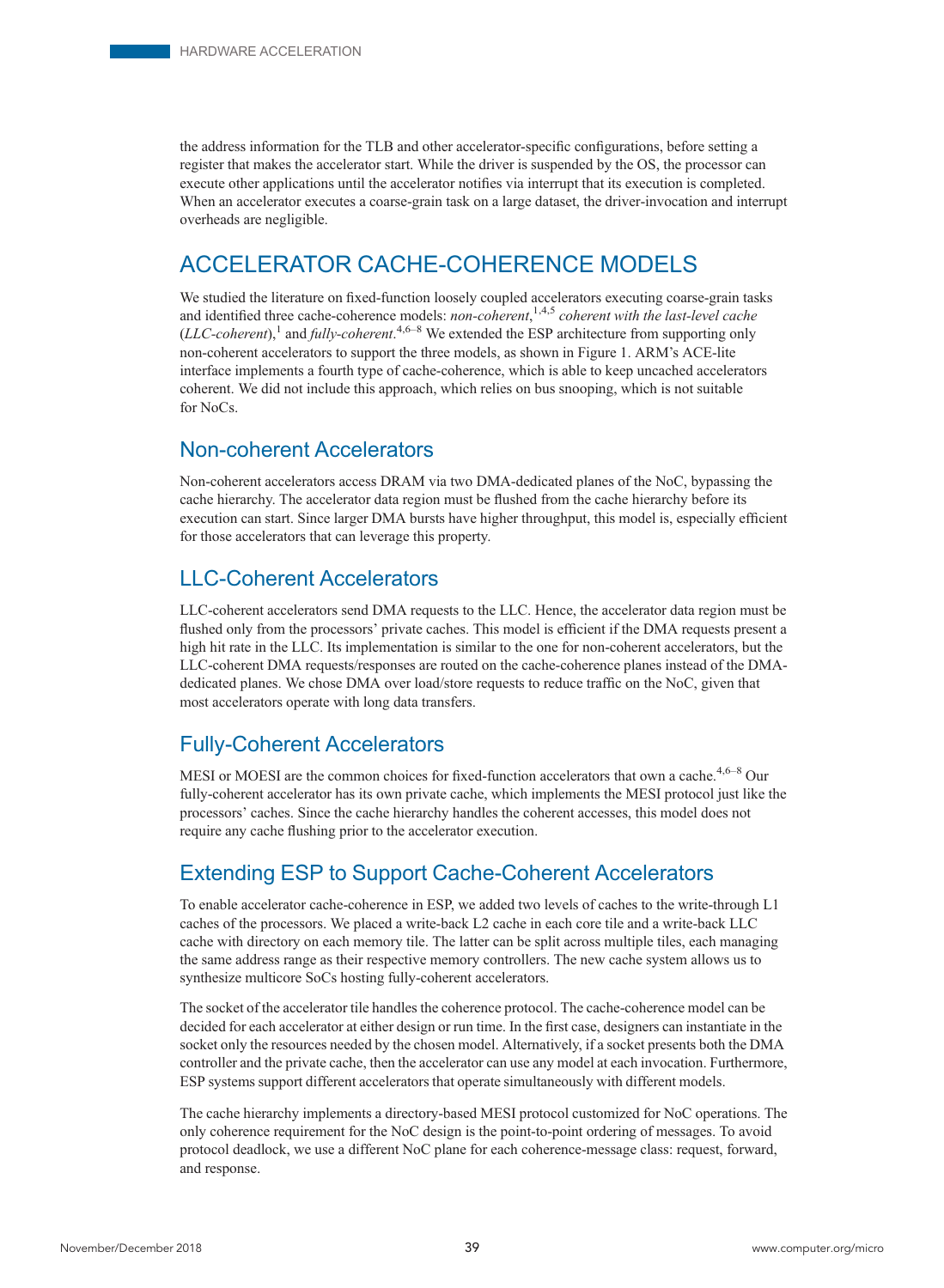the address information for the TLB and other accelerator-specific configurations, before setting a register that makes the accelerator start. While the driver is suspended by the OS, the processor can execute other applications until the accelerator notifies via interrupt that its execution is completed. When an accelerator executes a coarse-grain task on a large dataset, the driver-invocation and interrupt overheads are negligible.

## ACCELERATOR CACHE-COHERENCE MODELS

We studied the literature on fixed-function loosely coupled accelerators executing coarse-grain tasks and identified three cache-coherence models: *non-coherent*,[1,4,5] *coherent with the last-level cache* (*LLC-coherent*),[1] and *fully-coherent*.[4,6–8] We extended the ESP architecture from supporting only non-coherent accelerators to support the three models, as shown in Figure 1. ARM's ACE-lite interface implements a fourth type of cache-coherence, which is able to keep uncached accelerators coherent. We did not include this approach, which relies on bus snooping, which is not suitable for NoCs.

### Non-coherent Accelerators

Non-coherent accelerators access DRAM via two DMA-dedicated planes of the NoC, bypassing the cache hierarchy. The accelerator data region must be flushed from the cache hierarchy before its execution can start. Since larger DMA bursts have higher throughput, this model is, especially efficient for those accelerators that can leverage this property.

### LLC-Coherent Accelerators

LLC-coherent accelerators send DMA requests to the LLC. Hence, the accelerator data region must be flushed only from the processors' private caches. This model is efficient if the DMA requests present a high hit rate in the LLC. Its implementation is similar to the one for non-coherent accelerators, but the LLC-coherent DMA requests/responses are routed on the cache-coherence planes instead of the DMA-dedicated planes. We chose DMA over load/store requests to reduce traffic on the NoC, given that most accelerators operate with long data transfers.

### Fully-Coherent Accelerators

MESI or MOESI are the common choices for fixed-function accelerators that own a cache.[4,6–8] Our fully-coherent accelerator has its own private cache, which implements the MESI protocol just like the processors' caches. Since the cache hierarchy handles the coherent accesses, this model does not require any cache flushing prior to the accelerator execution.

### Extending ESP to Support Cache-Coherent Accelerators

To enable accelerator cache-coherence in ESP, we added two levels of caches to the write-through L1 caches of the processors. We placed a write-back L2 cache in each core tile and a write-back LLC cache with directory on each memory tile. The latter can be split across multiple tiles, each managing the same address range as their respective memory controllers. The new cache system allows us to synthesize multicore SoCs hosting fully-coherent accelerators.

The socket of the accelerator tile handles the coherence protocol. The cache-coherence model can be decided for each accelerator at either design or run time. In the first case, designers can instantiate in the socket only the resources needed by the chosen model. Alternatively, if a socket presents both the DMA controller and the private cache, then the accelerator can use any model at each invocation. Furthermore, ESP systems support different accelerators that operate simultaneously with different models.

The cache hierarchy implements a directory-based MESI protocol customized for NoC operations. The only coherence requirement for the NoC design is the point-to-point ordering of messages. To avoid protocol deadlock, we use a different NoC plane for each coherence-message class: request, forward, and response.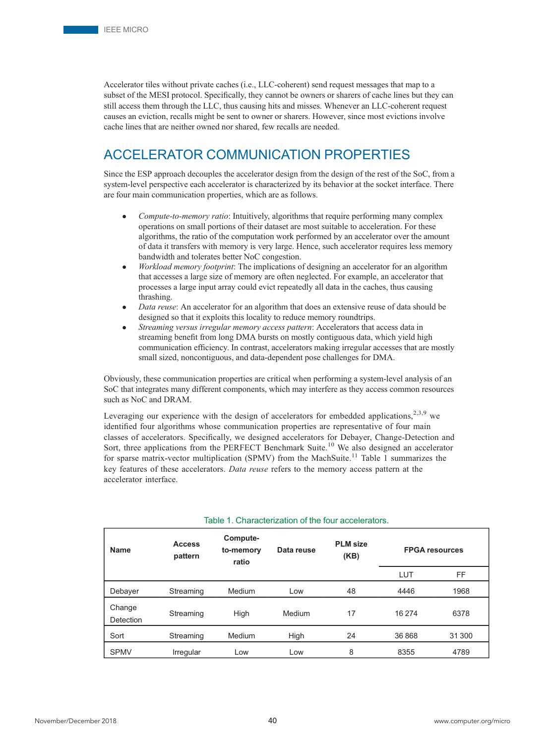Accelerator tiles without private caches (i.e., LLC-coherent) send request messages that map to a subset of the MESI protocol. Specifically, they cannot be owners or sharers of cache lines but they can still access them through the LLC, thus causing hits and misses. Whenever an LLC-coherent request causes an eviction, recalls might be sent to owner or sharers. However, since most evictions involve cache lines that are neither owned nor shared, few recalls are needed.

## ACCELERATOR COMMUNICATION PROPERTIES

Since the ESP approach decouples the accelerator design from the design of the rest of the SoC, from a system-level perspective each accelerator is characterized by its behavior at the socket interface. There are four main communication properties, which are as follows.

- *Compute-to-memory ratio*: Intuitively, algorithms that require performing many complex operations on small portions of their dataset are most suitable to acceleration. For these algorithms, the ratio of the computation work performed by an accelerator over the amount of data it transfers with memory is very large. Hence, such accelerator requires less memory bandwidth and tolerates better NoC congestion.
- *Workload memory footprint*: The implications of designing an accelerator for an algorithm that accesses a large size of memory are often neglected. For example, an accelerator that processes a large input array could evict repeatedly all data in the caches, thus causing thrashing.
- *Data reuse*: An accelerator for an algorithm that does an extensive reuse of data should be designed so that it exploits this locality to reduce memory roundtrips.
- *Streaming versus irregular memory access pattern*: Accelerators that access data in streaming benefit from long DMA bursts on mostly contiguous data, which yield high communication efficiency. In contrast, accelerators making irregular accesses that are mostly small sized, noncontiguous, and data-dependent pose challenges for DMA.

Obviously, these communication properties are critical when performing a system-level analysis of an SoC that integrates many different components, which may interfere as they access common resources such as NoC and DRAM.

Leveraging our experience with the design of accelerators for embedded applications,[2,3,9] we identified four algorithms whose communication properties are representative of four main classes of accelerators. Specifically, we designed accelerators for Debayer, Change-Detection and Sort, three applications from the PERFECT Benchmark Suite.[10] We also designed an accelerator for sparse matrix-vector multiplication (SPMV) from the MachSuite.[11] Table 1 summarizes the key features of these accelerators. *Data reuse* refers to the memory access pattern at the accelerator interface.

Table 1. Characterization of the four accelerators.

| Name | Access pattern | Compute-to-memory ratio | Data reuse | PLM size (KB) | FPGA resources | |
|---|---|---|---|---|---|---|
| | | | | | LUT | FF |
| Debayer | Streaming | Medium | Low | 48 | 4446 | 1968 |
| Change Detection | Streaming | High | Medium | 17 | 16 274 | 6378 |
| Sort | Streaming | Medium | High | 24 | 36 868 | 31 300 |
| SPMV | Irregular | Low | Low | 8 | 8355 | 4789 |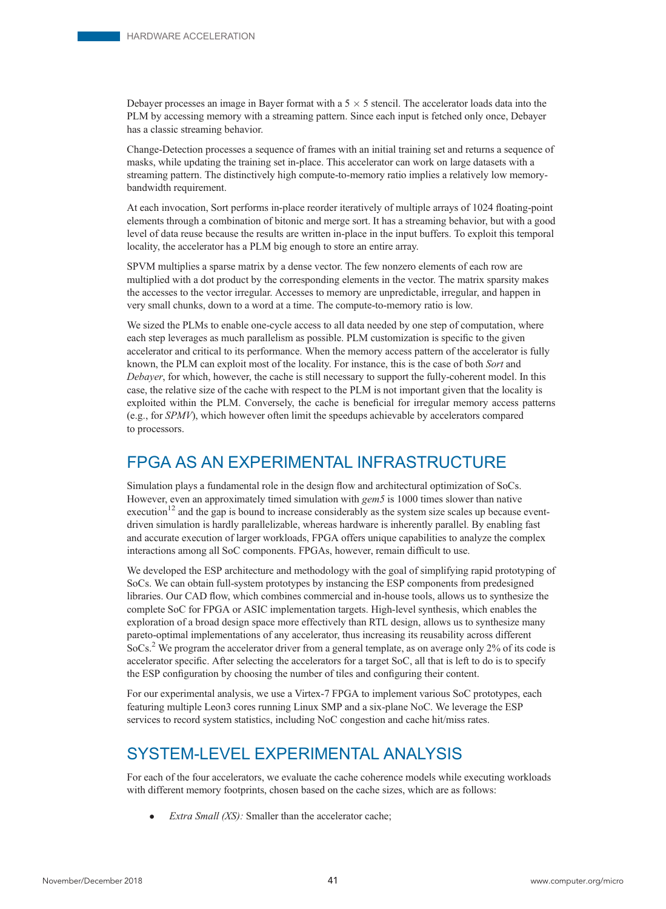Debayer processes an image in Bayer format with a $5 \times 5$ stencil. The accelerator loads data into the PLM by accessing memory with a streaming pattern. Since each input is fetched only once, Debayer has a classic streaming behavior.

Change-Detection processes a sequence of frames with an initial training set and returns a sequence of masks, while updating the training set in-place. This accelerator can work on large datasets with a streaming pattern. The distinctively high compute-to-memory ratio implies a relatively low memory-bandwidth requirement.

At each invocation, Sort performs in-place reorder iteratively of multiple arrays of 1024 floating-point elements through a combination of bitonic and merge sort. It has a streaming behavior, but with a good level of data reuse because the results are written in-place in the input buffers. To exploit this temporal locality, the accelerator has a PLM big enough to store an entire array.

SPVM multiplies a sparse matrix by a dense vector. The few nonzero elements of each row are multiplied with a dot product by the corresponding elements in the vector. The matrix sparsity makes the accesses to the vector irregular. Accesses to memory are unpredictable, irregular, and happen in very small chunks, down to a word at a time. The compute-to-memory ratio is low.

We sized the PLMs to enable one-cycle access to all data needed by one step of computation, where each step leverages as much parallelism as possible. PLM customization is specific to the given accelerator and critical to its performance. When the memory access pattern of the accelerator is fully known, the PLM can exploit most of the locality. For instance, this is the case of both *Sort* and *Debayer*, for which, however, the cache is still necessary to support the fully-coherent model. In this case, the relative size of the cache with respect to the PLM is not important given that the locality is exploited within the PLM. Conversely, the cache is beneficial for irregular memory access patterns (e.g., for *SPMV*), which however often limit the speedups achievable by accelerators compared to processors.

## FPGA AS AN EXPERIMENTAL INFRASTRUCTURE

Simulation plays a fundamental role in the design flow and architectural optimization of SoCs. However, even an approximately timed simulation with *gem5* is 1000 times slower than native execution[12] and the gap is bound to increase considerably as the system size scales up because event-driven simulation is hardly parallelizable, whereas hardware is inherently parallel. By enabling fast and accurate execution of larger workloads, FPGA offers unique capabilities to analyze the complex interactions among all SoC components. FPGAs, however, remain difficult to use.

We developed the ESP architecture and methodology with the goal of simplifying rapid prototyping of SoCs. We can obtain full-system prototypes by instancing the ESP components from predesigned libraries. Our CAD flow, which combines commercial and in-house tools, allows us to synthesize the complete SoC for FPGA or ASIC implementation targets. High-level synthesis, which enables the exploration of a broad design space more effectively than RTL design, allows us to synthesize many pareto-optimal implementations of any accelerator, thus increasing its reusability across different SoCs.[2] We program the accelerator driver from a general template, as on average only 2% of its code is accelerator specific. After selecting the accelerators for a target SoC, all that is left to do is to specify the ESP configuration by choosing the number of tiles and configuring their content.

For our experimental analysis, we use a Virtex-7 FPGA to implement various SoC prototypes, each featuring multiple Leon3 cores running Linux SMP and a six-plane NoC. We leverage the ESP services to record system statistics, including NoC congestion and cache hit/miss rates.

## SYSTEM-LEVEL EXPERIMENTAL ANALYSIS

For each of the four accelerators, we evaluate the cache coherence models while executing workloads with different memory footprints, chosen based on the cache sizes, which are as follows:

- *Extra Small (XS):* Smaller than the accelerator cache;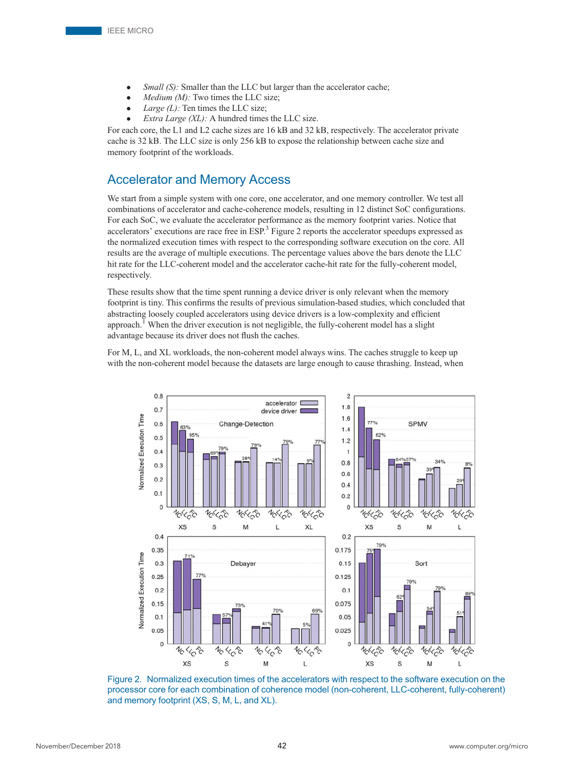- *Small (S):* Smaller than the LLC but larger than the accelerator cache;
- *Medium (M):* Two times the LLC size;
- *Large (L):* Ten times the LLC size;
- *Extra Large (XL):* A hundred times the LLC size.

For each core, the L1 and L2 cache sizes are 16 kB and 32 kB, respectively. The accelerator private cache is 32 kB. The LLC size is only 256 kB to expose the relationship between cache size and memory footprint of the workloads.

## Accelerator and Memory Access

We start from a simple system with one core, one accelerator, and one memory controller. We test all combinations of accelerator and cache-coherence models, resulting in 12 distinct SoC configurations. For each SoC, we evaluate the accelerator performance as the memory footprint varies. Notice that accelerators' executions are race free in ESP.[3] Figure 2 reports the accelerator speedups expressed as the normalized execution times with respect to the corresponding software execution on the core. All results are the average of multiple executions. The percentage values above the bars denote the LLC hit rate for the LLC-coherent model and the accelerator cache-hit rate for the fully-coherent model, respectively.

These results show that the time spent running a device driver is only relevant when the memory footprint is tiny. This confirms the results of previous simulation-based studies, which concluded that abstracting loosely coupled accelerators using device drivers is a low-complexity and efficient approach.[1] When the driver execution is not negligible, the fully-coherent model has a slight advantage because its driver does not flush the caches.

For M, L, and XL workloads, the non-coherent model always wins. The caches struggle to keep up with the non-coherent model because the datasets are large enough to cause thrashing. Instead, when

Figure 2. Normalized execution times of the accelerators with respect to the software execution on the processor core for each combination of coherence model (non-coherent, LLC-coherent, fully-coherent) and memory footprint (XS, S, M, L, and XL).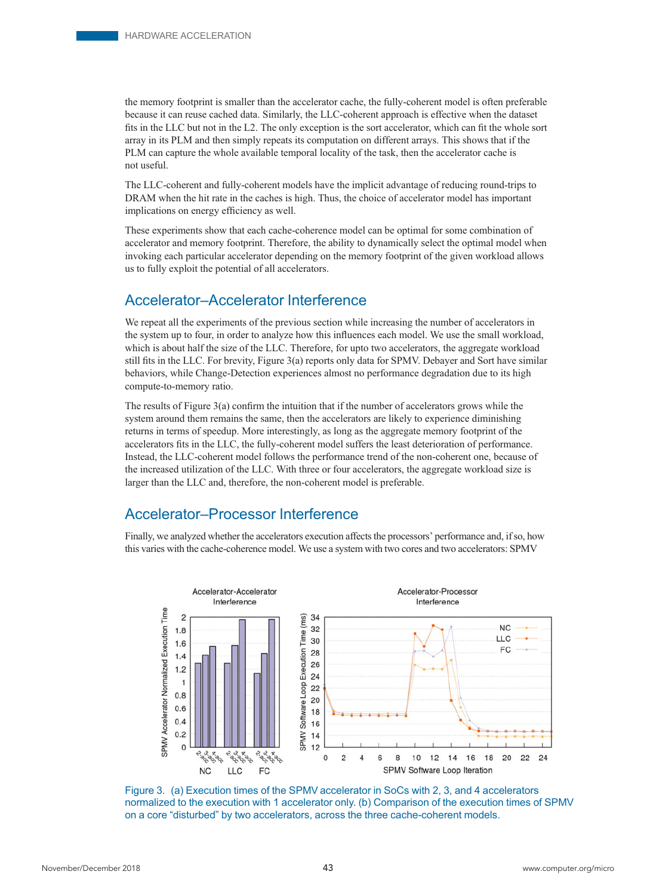the memory footprint is smaller than the accelerator cache, the fully-coherent model is often preferable because it can reuse cached data. Similarly, the LLC-coherent approach is effective when the dataset fits in the LLC but not in the L2. The only exception is the sort accelerator, which can fit the whole sort array in its PLM and then simply repeats its computation on different arrays. This shows that if the PLM can capture the whole available temporal locality of the task, then the accelerator cache is not useful.

The LLC-coherent and fully-coherent models have the implicit advantage of reducing round-trips to DRAM when the hit rate in the caches is high. Thus, the choice of accelerator model has important implications on energy efficiency as well.

These experiments show that each cache-coherence model can be optimal for some combination of accelerator and memory footprint. Therefore, the ability to dynamically select the optimal model when invoking each particular accelerator depending on the memory footprint of the given workload allows us to fully exploit the potential of all accelerators.

## Accelerator–Accelerator Interference

We repeat all the experiments of the previous section while increasing the number of accelerators in the system up to four, in order to analyze how this influences each model. We use the small workload, which is about half the size of the LLC. Therefore, for upto two accelerators, the aggregate workload still fits in the LLC. For brevity, Figure 3(a) reports only data for SPMV. Debayer and Sort have similar behaviors, while Change-Detection experiences almost no performance degradation due to its high compute-to-memory ratio.

The results of Figure 3(a) confirm the intuition that if the number of accelerators grows while the system around them remains the same, then the accelerators are likely to experience diminishing returns in terms of speedup. More interestingly, as long as the aggregate memory footprint of the accelerators fits in the LLC, the fully-coherent model suffers the least deterioration of performance. Instead, the LLC-coherent model follows the performance trend of the non-coherent one, because of the increased utilization of the LLC. With three or four accelerators, the aggregate workload size is larger than the LLC and, therefore, the non-coherent model is preferable.

## Accelerator–Processor Interference

Finally, we analyzed whether the accelerators execution affects the processors' performance and, if so, how this varies with the cache-coherence model. We use a system with two cores and two accelerators: SPMV

Figure 3. (a) Execution times of the SPMV accelerator in SoCs with 2, 3, and 4 accelerators normalized to the execution with 1 accelerator only. (b) Comparison of the execution times of SPMV on a core "disturbed" by two accelerators, across the three cache-coherent models.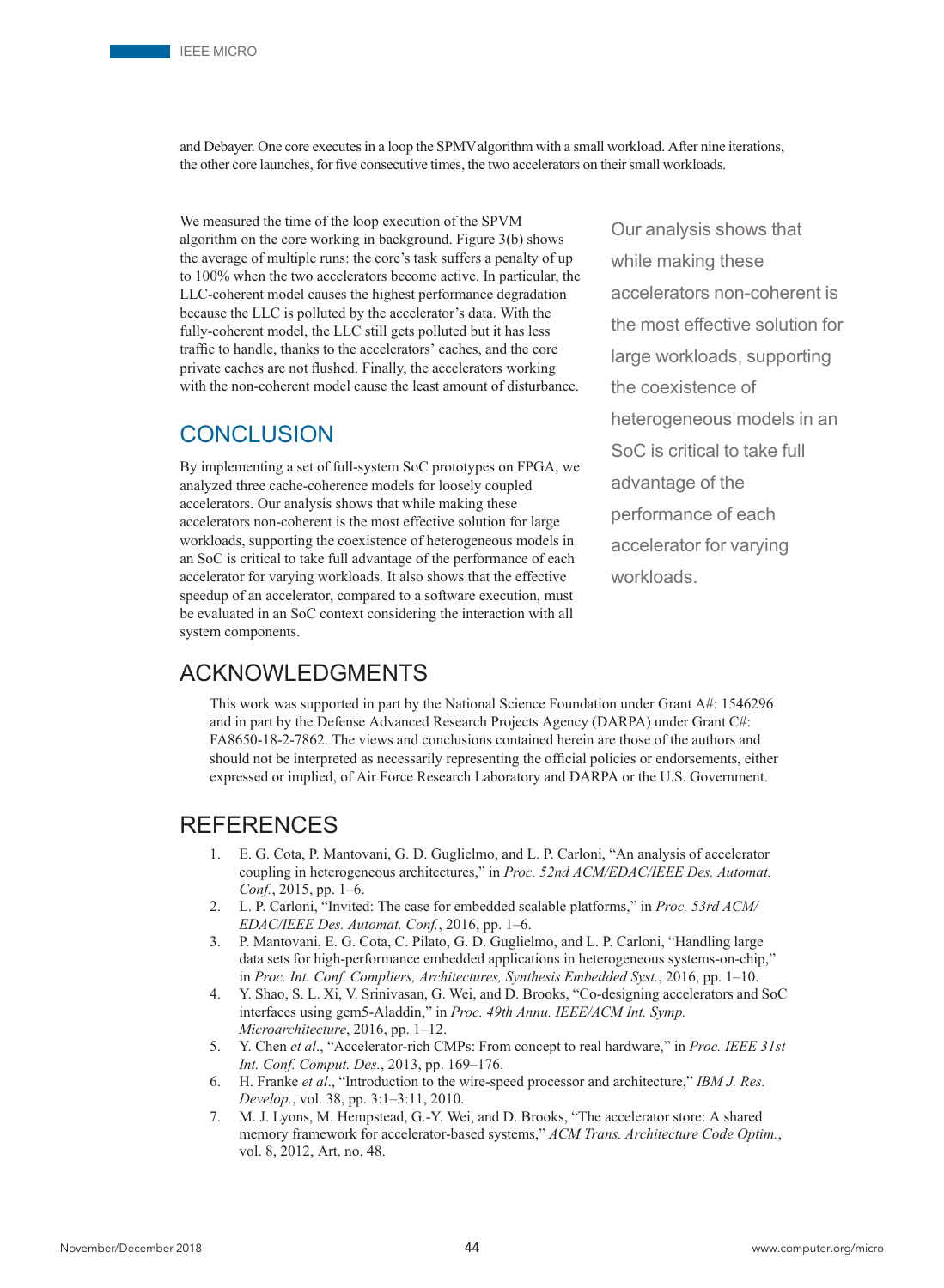and Debayer. One core executes in a loop the SPMV algorithm with a small workload. After nine iterations, the other core launches, for five consecutive times, the two accelerators on their small workloads.

We measured the time of the loop execution of the SPVM algorithm on the core working in background. Figure 3(b) shows the average of multiple runs: the core's task suffers a penalty of up to 100% when the two accelerators become active. In particular, the LLC-coherent model causes the highest performance degradation because the LLC is polluted by the accelerator's data. With the fully-coherent model, the LLC still gets polluted but it has less traffic to handle, thanks to the accelerators' caches, and the core private caches are not flushed. Finally, the accelerators working with the non-coherent model cause the least amount of disturbance.

> Our analysis shows that while making these accelerators non-coherent is the most effective solution for large workloads, supporting the coexistence of heterogeneous models in an SoC is critical to take full advantage of the performance of each accelerator for varying workloads.

## CONCLUSION

By implementing a set of full-system SoC prototypes on FPGA, we analyzed three cache-coherence models for loosely coupled accelerators. Our analysis shows that while making these accelerators non-coherent is the most effective solution for large workloads, supporting the coexistence of heterogeneous models in an SoC is critical to take full advantage of the performance of each accelerator for varying workloads. It also shows that the effective speedup of an accelerator, compared to a software execution, must be evaluated in an SoC context considering the interaction with all system components.

## ACKNOWLEDGMENTS

This work was supported in part by the National Science Foundation under Grant A#: 1546296 and in part by the Defense Advanced Research Projects Agency (DARPA) under Grant C#: FA8650-18-2-7862. The views and conclusions contained herein are those of the authors and should not be interpreted as necessarily representing the official policies or endorsements, either expressed or implied, of Air Force Research Laboratory and DARPA or the U.S. Government.

## REFERENCES

1. E. G. Cota, P. Mantovani, G. D. Guglielmo, and L. P. Carloni, "An analysis of accelerator coupling in heterogeneous architectures," in *Proc. 52nd ACM/EDAC/IEEE Des. Automat. Conf.*, 2015, pp. 1–6.
2. L. P. Carloni, "Invited: The case for embedded scalable platforms," in *Proc. 53rd ACM/EDAC/IEEE Des. Automat. Conf.*, 2016, pp. 1–6.
3. P. Mantovani, E. G. Cota, C. Pilato, G. D. Guglielmo, and L. P. Carloni, "Handling large data sets for high-performance embedded applications in heterogeneous systems-on-chip," in *Proc. Int. Conf. Compliers, Architectures, Synthesis Embedded Syst.*, 2016, pp. 1–10.
4. Y. Shao, S. L. Xi, V. Srinivasan, G. Wei, and D. Brooks, "Co-designing accelerators and SoC interfaces using gem5-Aladdin," in *Proc. 49th Annu. IEEE/ACM Int. Symp. Microarchitecture*, 2016, pp. 1–12.
5. Y. Chen *et al*., "Accelerator-rich CMPs: From concept to real hardware," in *Proc. IEEE 31st Int. Conf. Comput. Des.*, 2013, pp. 169–176.
6. H. Franke *et al*., "Introduction to the wire-speed processor and architecture," *IBM J. Res. Develop.*, vol. 38, pp. 3:1–3:11, 2010.
7. M. J. Lyons, M. Hempstead, G.-Y. Wei, and D. Brooks, "The accelerator store: A shared memory framework for accelerator-based systems," *ACM Trans. Architecture Code Optim.*, vol. 8, 2012, Art. no. 48.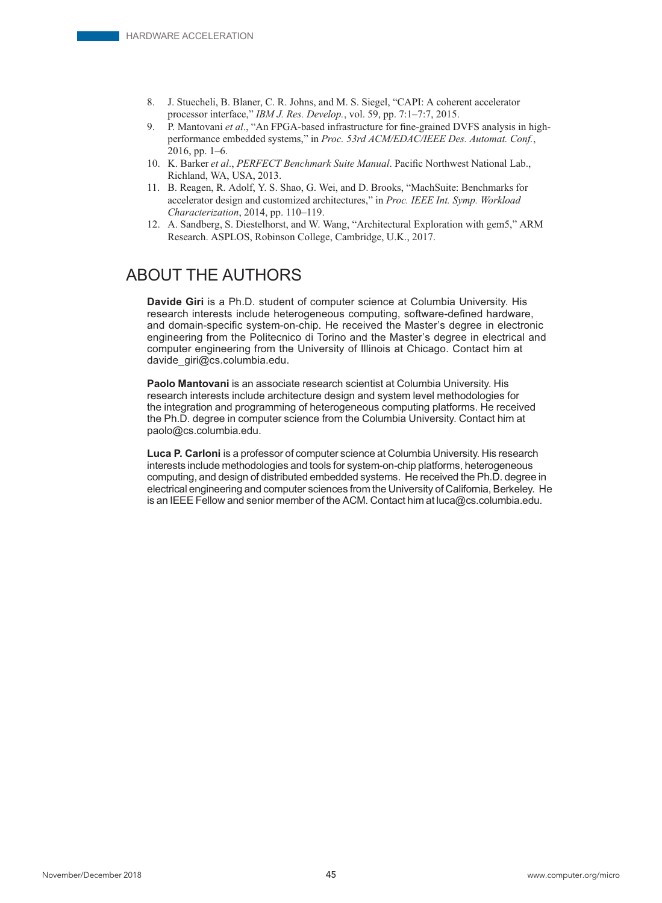8. J. Stuecheli, B. Blaner, C. R. Johns, and M. S. Siegel, "CAPI: A coherent accelerator processor interface," *IBM J. Res. Develop.*, vol. 59, pp. 7:1–7:7, 2015.
9. P. Mantovani *et al*., "An FPGA-based infrastructure for fine-grained DVFS analysis in high-performance embedded systems," in *Proc. 53rd ACM/EDAC/IEEE Des. Automat. Conf.*, 2016, pp. 1–6.
10. K. Barker *et al*., *PERFECT Benchmark Suite Manual*. Pacific Northwest National Lab., Richland, WA, USA, 2013.
11. B. Reagen, R. Adolf, Y. S. Shao, G. Wei, and D. Brooks, "MachSuite: Benchmarks for accelerator design and customized architectures," in *Proc. IEEE Int. Symp. Workload Characterization*, 2014, pp. 110–119.
12. A. Sandberg, S. Diestelhorst, and W. Wang, "Architectural Exploration with gem5," ARM Research. ASPLOS, Robinson College, Cambridge, U.K., 2017.

## ABOUT THE AUTHORS

**Davide Giri** is a Ph.D. student of computer science at Columbia University. His research interests include heterogeneous computing, software-defined hardware, and domain-specific system-on-chip. He received the Master's degree in electronic engineering from the Politecnico di Torino and the Master's degree in electrical and computer engineering from the University of Illinois at Chicago. Contact him at davide_giri@cs.columbia.edu.

**Paolo Mantovani** is an associate research scientist at Columbia University. His research interests include architecture design and system level methodologies for the integration and programming of heterogeneous computing platforms. He received the Ph.D. degree in computer science from the Columbia University. Contact him at paolo@cs.columbia.edu.

**Luca P. Carloni** is a professor of computer science at Columbia University. His research interests include methodologies and tools for system-on-chip platforms, heterogeneous computing, and design of distributed embedded systems. He received the Ph.D. degree in electrical engineering and computer sciences from the University of California, Berkeley. He is an IEEE Fellow and senior member of the ACM. Contact him at luca@cs.columbia.edu.